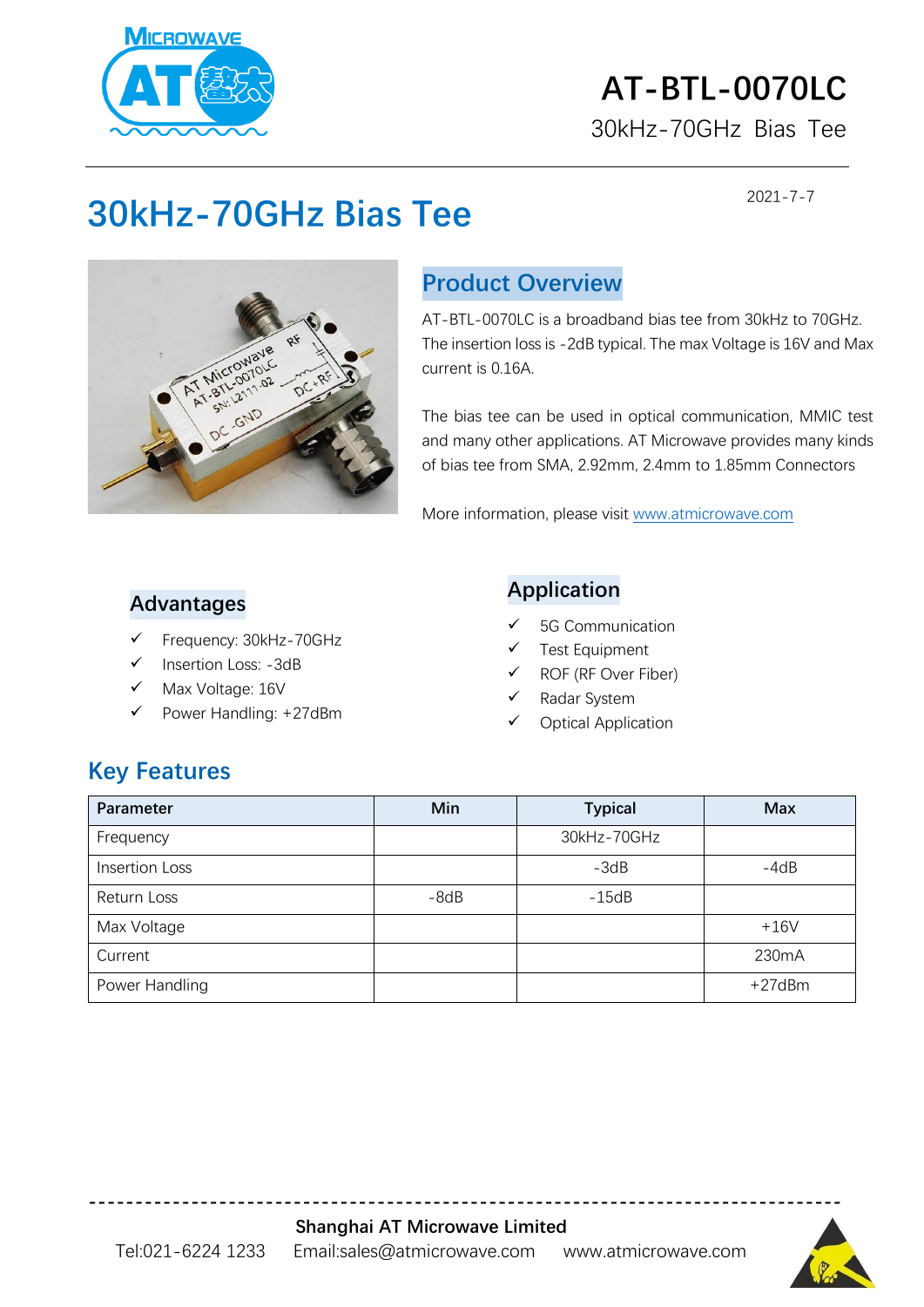# AT-BTL-0070LC

30kHz-70GHz Bias Tee

# 30kHz-70GHz Bias Tee

2021-7-7

## Product Overview

AT-BTL-0070LC is a broadband bias tee from 30kHz to 70GHz. The insertion loss is -2dB typical. The max Voltage is 16V and Max current is 0.16A.

The bias tee can be used in optical communication, MMIC test and many other applications. AT Microwave provides many kinds of bias tee from SMA, 2.92mm, 2.4mm to 1.85mm Connectors

More information, please visit www.atmicrowave.com

## Advantages

- ✓ Frequency: 30kHz-70GHz
- ✓ Insertion Loss: -3dB
- ✓ Max Voltage: 16V
- ✓ Power Handling: +27dBm

## Application

- ✓ 5G Communication
- ✓ Test Equipment
- ✓ ROF (RF Over Fiber)
- ✓ Radar System
- ✓ Optical Application

## Key Features

| Parameter | Min | Typical | Max |
|---|---|---|---|
| Frequency | | 30kHz-70GHz | |
| Insertion Loss | | -3dB | -4dB |
| Return Loss | -8dB | -15dB | |
| Max Voltage | | | +16V |
| Current | | | 230mA |
| Power Handling | | | +27dBm |

**Shanghai AT Microwave Limited**

Tel:021-6224 1233 Email:sales@atmicrowave.com www.atmicrowave.com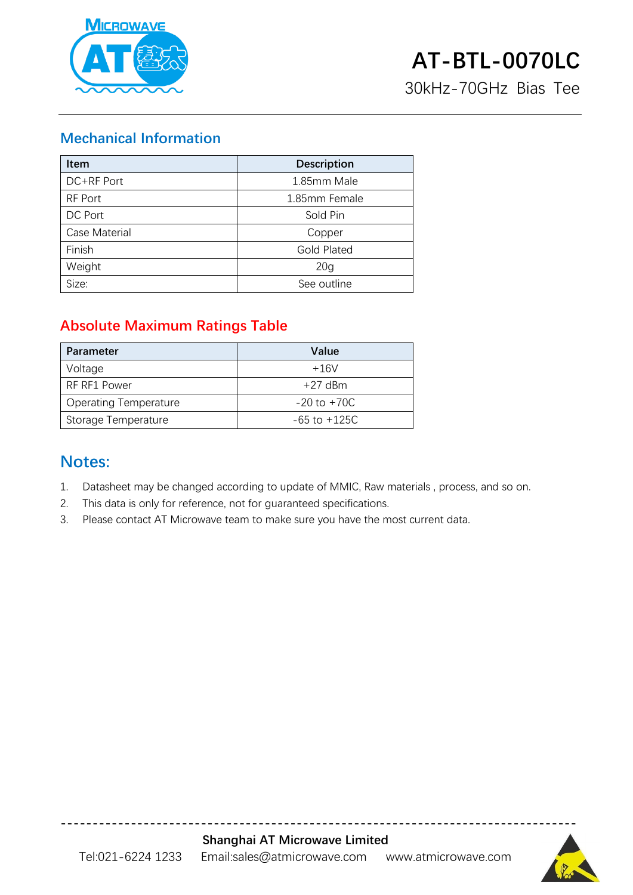# AT-BTL-0070LC

30kHz-70GHz Bias Tee

## Mechanical Information

| Item | Description |
|---|---|
| DC+RF Port | 1.85mm Male |
| RF Port | 1.85mm Female |
| DC Port | Sold Pin |
| Case Material | Copper |
| Finish | Gold Plated |
| Weight | 20g |
| Size: | See outline |

## Absolute Maximum Ratings Table

| Parameter | Value |
|---|---|
| Voltage | +16V |
| RF RF1 Power | +27 dBm |
| Operating Temperature | -20 to +70C |
| Storage Temperature | -65 to +125C |

## Notes:

1. Datasheet may be changed according to update of MMIC, Raw materials , process, and so on.
2. This data is only for reference, not for guaranteed specifications.
3. Please contact AT Microwave team to make sure you have the most current data.

**Shanghai AT Microwave Limited**

Tel:021-6224 1233 Email:sales@atmicrowave.com www.atmicrowave.com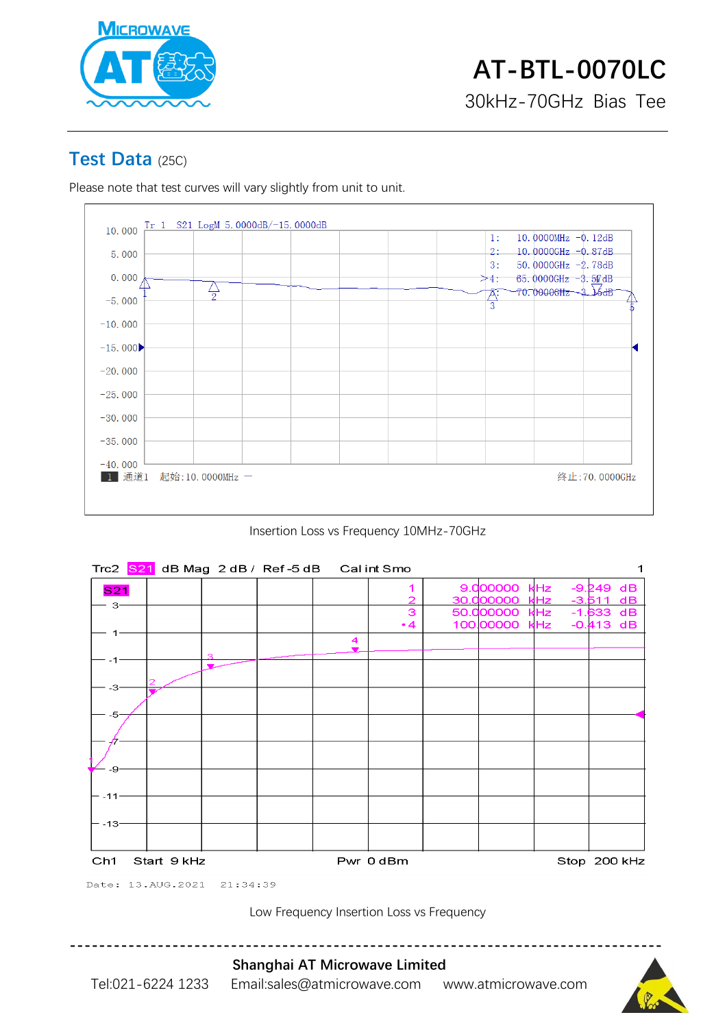# AT-BTL-0070LC

30kHz-70GHz Bias Tee

## Test Data (25C)

Please note that test curves will vary slightly from unit to unit.

Tr 1 S21 LogM 5.0000dB/-15.0000dB

| Marker | Frequency | Value |
|---|---|---|
| 1: | 10.0000MHz | -0.12dB |
| 2: | 10.0000GHz | -0.87dB |
| 3: | 50.0000GHz | -2.78dB |
| 4: | 65.0000GHz | -3.57dB |
| 5: | 70.0000GHz | -3.15dB |

1 通道1 起始:10.0000MHz — 终止:70.0000GHz

Insertion Loss vs Frequency 10MHz-70GHz

Trc2 S21 dB Mag 2 dB / Ref -5 dB Cal int Smo 1

| Marker | Frequency | Value |
|---|---|---|
| 1 | 9.000000 kHz | -9.249 dB |
| 2 | 30.000000 kHz | -3.511 dB |
| 3 | 50.000000 kHz | -1.633 dB |
| •4 | 100.00000 kHz | -0.413 dB |

Ch1 Start 9 kHz Pwr 0 dBm Stop 200 kHz

Date: 13.AUG.2021 21:34:39

Low Frequency Insertion Loss vs Frequency

**Shanghai AT Microwave Limited**

Tel:021-6224 1233 Email:sales@atmicrowave.com www.atmicrowave.com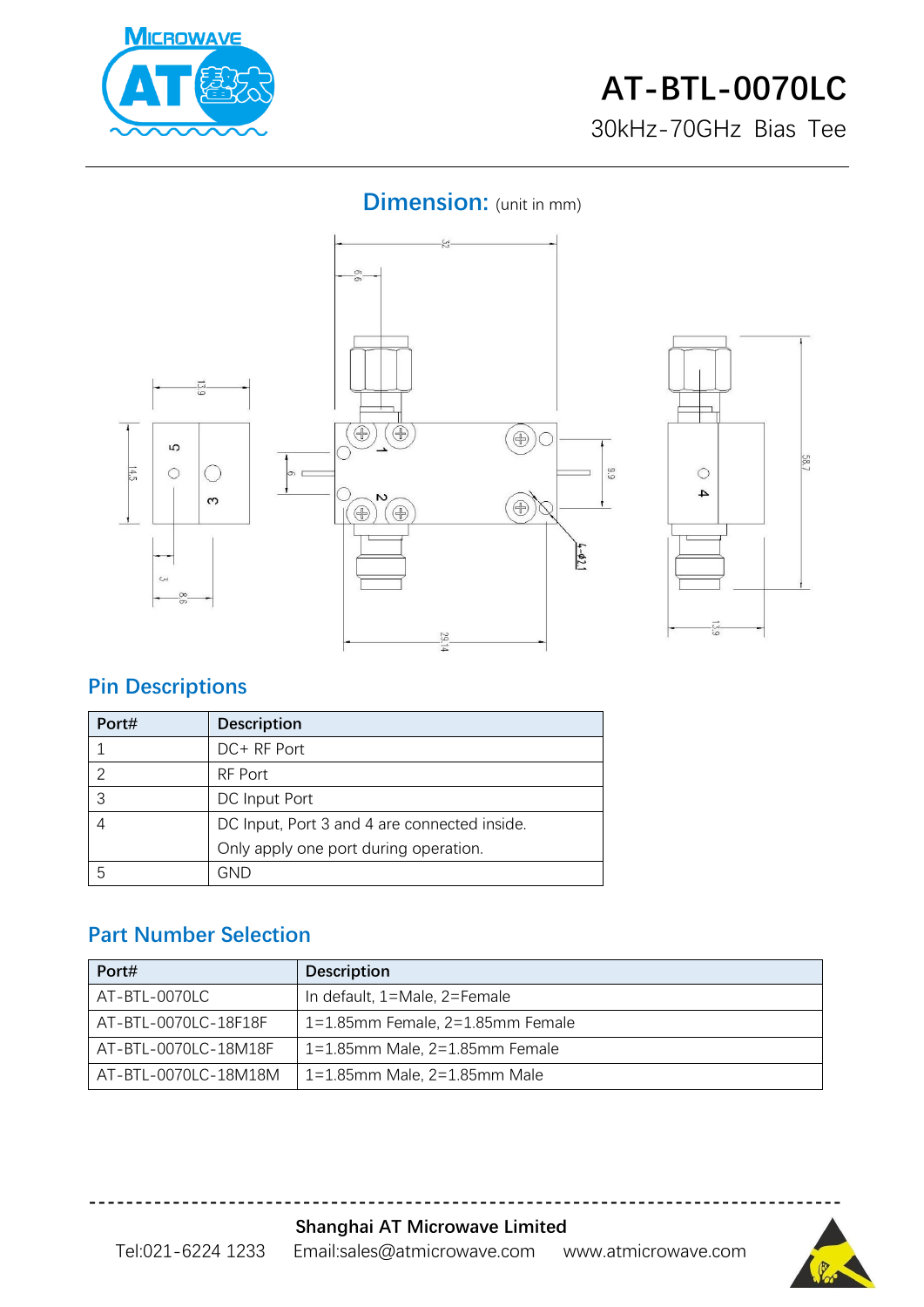# AT-BTL-0070LC

30kHz-70GHz Bias Tee

## Dimension: (unit in mm)

32
6.6
13.9
14.5
5
3
1
2
6
9.9
4-Φ2.1
3
8.6
29.14
4
58.7
13.9

## Pin Descriptions

| Port# | Description |
|---|---|
| 1 | DC+ RF Port |
| 2 | RF Port |
| 3 | DC Input Port |
| 4 | DC Input, Port 3 and 4 are connected inside. Only apply one port during operation. |
| 5 | GND |

## Part Number Selection

| Port# | Description |
|---|---|
| AT-BTL-0070LC | In default, 1=Male, 2=Female |
| AT-BTL-0070LC-18F18F | 1=1.85mm Female, 2=1.85mm Female |
| AT-BTL-0070LC-18M18F | 1=1.85mm Male, 2=1.85mm Female |
| AT-BTL-0070LC-18M18M | 1=1.85mm Male, 2=1.85mm Male |